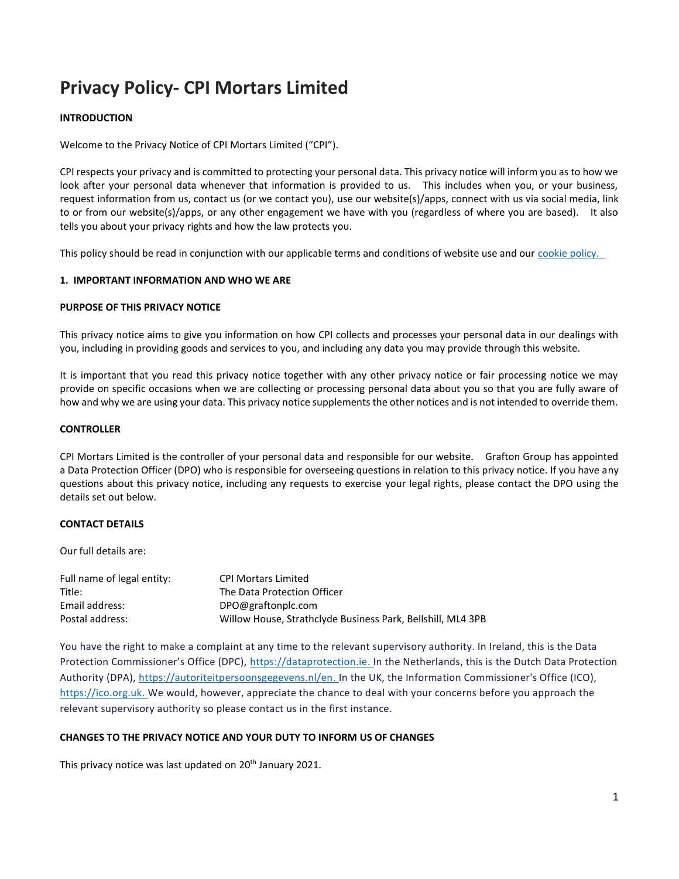# Privacy Policy- CPI Mortars Limited

**INTRODUCTION**

Welcome to the Privacy Notice of CPI Mortars Limited ("CPI").

CPI respects your privacy and is committed to protecting your personal data. This privacy notice will inform you as to how we look after your personal data whenever that information is provided to us. This includes when you, or your business, request information from us, contact us (or we contact you), use our website(s)/apps, connect with us via social media, link to or from our website(s)/apps, or any other engagement we have with you (regardless of where you are based). It also tells you about your privacy rights and how the law protects you.

This policy should be read in conjunction with our applicable terms and conditions of website use and our cookie policy.

**1. IMPORTANT INFORMATION AND WHO WE ARE**

**PURPOSE OF THIS PRIVACY NOTICE**

This privacy notice aims to give you information on how CPI collects and processes your personal data in our dealings with you, including in providing goods and services to you, and including any data you may provide through this website.

It is important that you read this privacy notice together with any other privacy notice or fair processing notice we may provide on specific occasions when we are collecting or processing personal data about you so that you are fully aware of how and why we are using your data. This privacy notice supplements the other notices and is not intended to override them.

**CONTROLLER**

CPI Mortars Limited is the controller of your personal data and responsible for our website. Grafton Group has appointed a Data Protection Officer (DPO) who is responsible for overseeing questions in relation to this privacy notice. If you have any questions about this privacy notice, including any requests to exercise your legal rights, please contact the DPO using the details set out below.

**CONTACT DETAILS**

Our full details are:

| | |
|---|---|
| Full name of legal entity: | CPI Mortars Limited |
| Title: | The Data Protection Officer |
| Email address: | DPO@graftonplc.com |
| Postal address: | Willow House, Strathclyde Business Park, Bellshill, ML4 3PB |

You have the right to make a complaint at any time to the relevant supervisory authority. In Ireland, this is the Data Protection Commissioner's Office (DPC), https://dataprotection.ie. In the Netherlands, this is the Dutch Data Protection Authority (DPA), https://autoriteitpersoonsgegevens.nl/en. In the UK, the Information Commissioner's Office (ICO), https://ico.org.uk. We would, however, appreciate the chance to deal with your concerns before you approach the relevant supervisory authority so please contact us in the first instance.

**CHANGES TO THE PRIVACY NOTICE AND YOUR DUTY TO INFORM US OF CHANGES**

This privacy notice was last updated on 20th January 2021.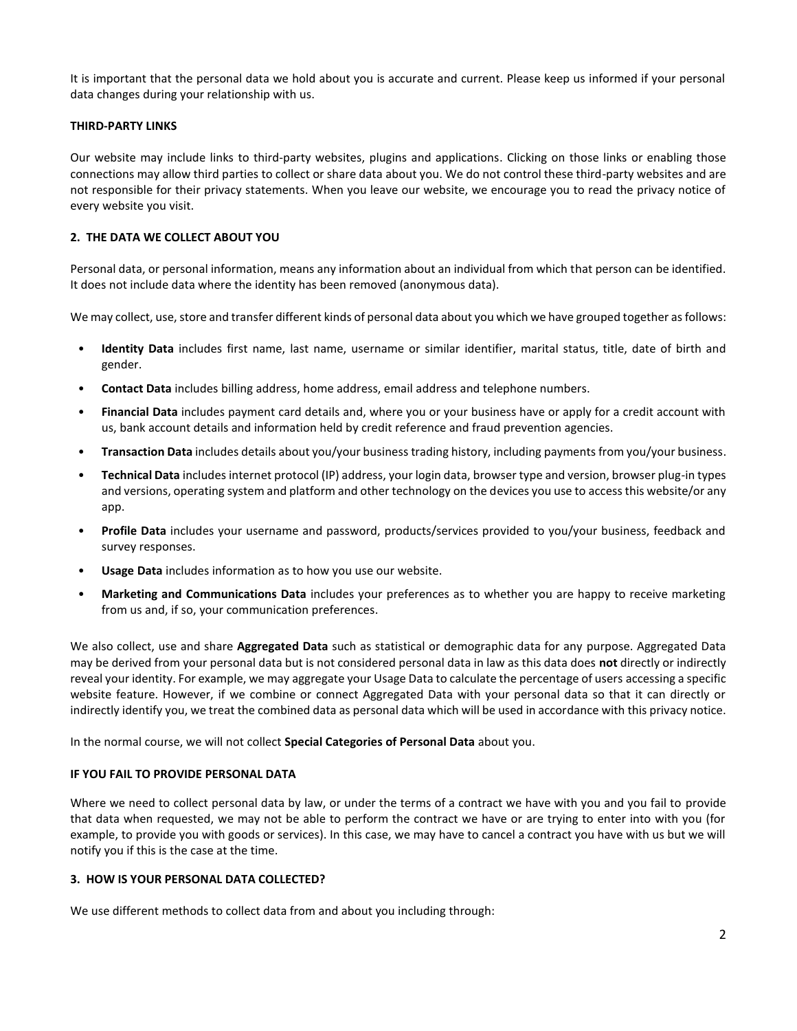It is important that the personal data we hold about you is accurate and current. Please keep us informed if your personal data changes during your relationship with us.

**THIRD-PARTY LINKS**

Our website may include links to third-party websites, plugins and applications. Clicking on those links or enabling those connections may allow third parties to collect or share data about you. We do not control these third-party websites and are not responsible for their privacy statements. When you leave our website, we encourage you to read the privacy notice of every website you visit.

## 2. THE DATA WE COLLECT ABOUT YOU

Personal data, or personal information, means any information about an individual from which that person can be identified. It does not include data where the identity has been removed (anonymous data).

We may collect, use, store and transfer different kinds of personal data about you which we have grouped together as follows:

- **Identity Data** includes first name, last name, username or similar identifier, marital status, title, date of birth and gender.
- **Contact Data** includes billing address, home address, email address and telephone numbers.
- **Financial Data** includes payment card details and, where you or your business have or apply for a credit account with us, bank account details and information held by credit reference and fraud prevention agencies.
- **Transaction Data** includes details about you/your business trading history, including payments from you/your business.
- **Technical Data** includes internet protocol (IP) address, your login data, browser type and version, browser plug-in types and versions, operating system and platform and other technology on the devices you use to access this website/or any app.
- **Profile Data** includes your username and password, products/services provided to you/your business, feedback and survey responses.
- **Usage Data** includes information as to how you use our website.
- **Marketing and Communications Data** includes your preferences as to whether you are happy to receive marketing from us and, if so, your communication preferences.

We also collect, use and share **Aggregated Data** such as statistical or demographic data for any purpose. Aggregated Data may be derived from your personal data but is not considered personal data in law as this data does **not** directly or indirectly reveal your identity. For example, we may aggregate your Usage Data to calculate the percentage of users accessing a specific website feature. However, if we combine or connect Aggregated Data with your personal data so that it can directly or indirectly identify you, we treat the combined data as personal data which will be used in accordance with this privacy notice.

In the normal course, we will not collect **Special Categories of Personal Data** about you.

**IF YOU FAIL TO PROVIDE PERSONAL DATA**

Where we need to collect personal data by law, or under the terms of a contract we have with you and you fail to provide that data when requested, we may not be able to perform the contract we have or are trying to enter into with you (for example, to provide you with goods or services). In this case, we may have to cancel a contract you have with us but we will notify you if this is the case at the time.

## 3. HOW IS YOUR PERSONAL DATA COLLECTED?

We use different methods to collect data from and about you including through: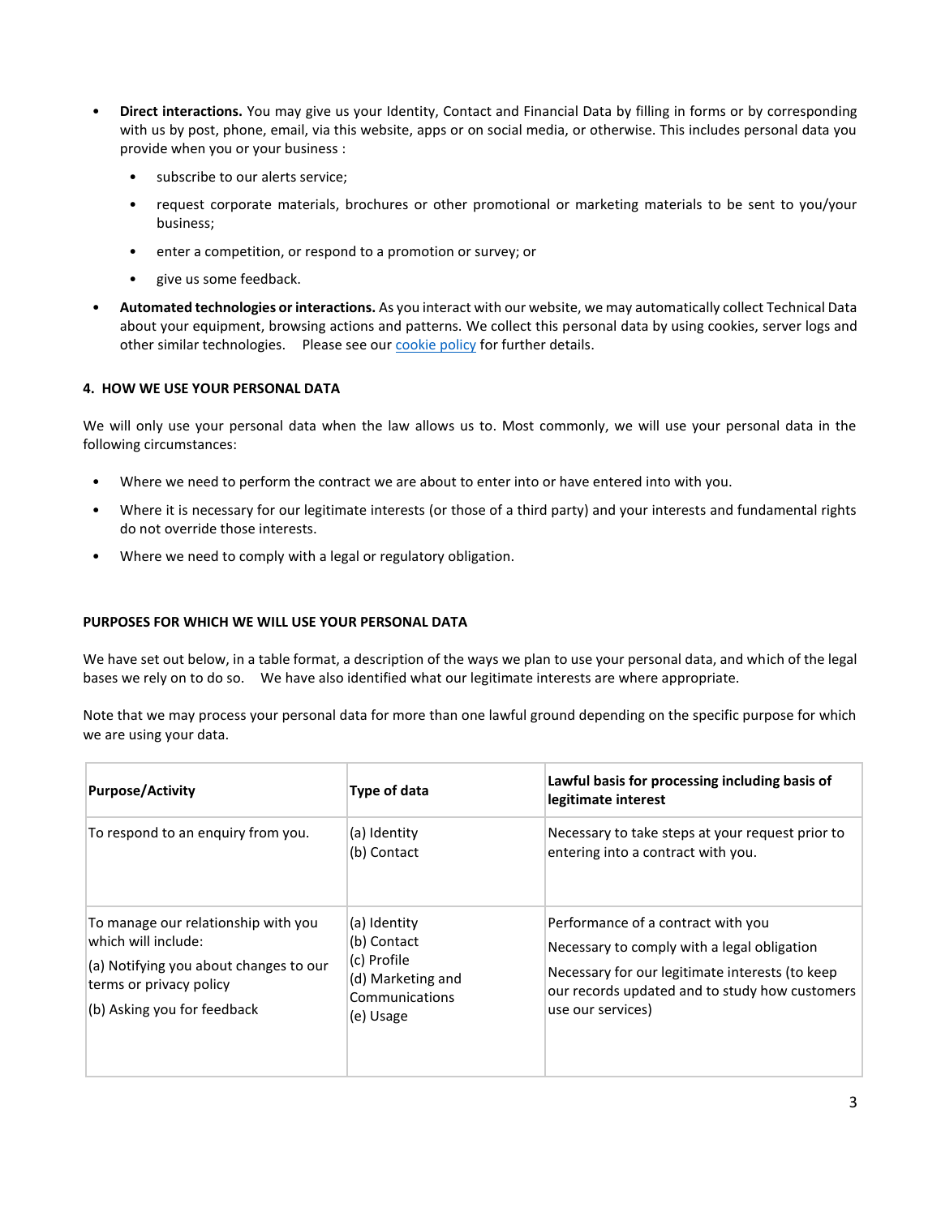- **Direct interactions.** You may give us your Identity, Contact and Financial Data by filling in forms or by corresponding with us by post, phone, email, via this website, apps or on social media, or otherwise. This includes personal data you provide when you or your business :
  - subscribe to our alerts service;
  - request corporate materials, brochures or other promotional or marketing materials to be sent to you/your business;
  - enter a competition, or respond to a promotion or survey; or
  - give us some feedback.
- **Automated technologies or interactions.** As you interact with our website, we may automatically collect Technical Data about your equipment, browsing actions and patterns. We collect this personal data by using cookies, server logs and other similar technologies. Please see our [cookie policy]() for further details.

#### 4. HOW WE USE YOUR PERSONAL DATA

We will only use your personal data when the law allows us to. Most commonly, we will use your personal data in the following circumstances:

- Where we need to perform the contract we are about to enter into or have entered into with you.
- Where it is necessary for our legitimate interests (or those of a third party) and your interests and fundamental rights do not override those interests.
- Where we need to comply with a legal or regulatory obligation.

#### PURPOSES FOR WHICH WE WILL USE YOUR PERSONAL DATA

We have set out below, in a table format, a description of the ways we plan to use your personal data, and which of the legal bases we rely on to do so. We have also identified what our legitimate interests are where appropriate.

Note that we may process your personal data for more than one lawful ground depending on the specific purpose for which we are using your data.

| Purpose/Activity | Type of data | Lawful basis for processing including basis of legitimate interest |
|---|---|---|
| To respond to an enquiry from you. | (a) Identity<br>(b) Contact | Necessary to take steps at your request prior to entering into a contract with you. |
| To manage our relationship with you which will include:<br>(a) Notifying you about changes to our terms or privacy policy<br>(b) Asking you for feedback | (a) Identity<br>(b) Contact<br>(c) Profile<br>(d) Marketing and Communications<br>(e) Usage | Performance of a contract with you<br>Necessary to comply with a legal obligation<br>Necessary for our legitimate interests (to keep our records updated and to study how customers use our services) |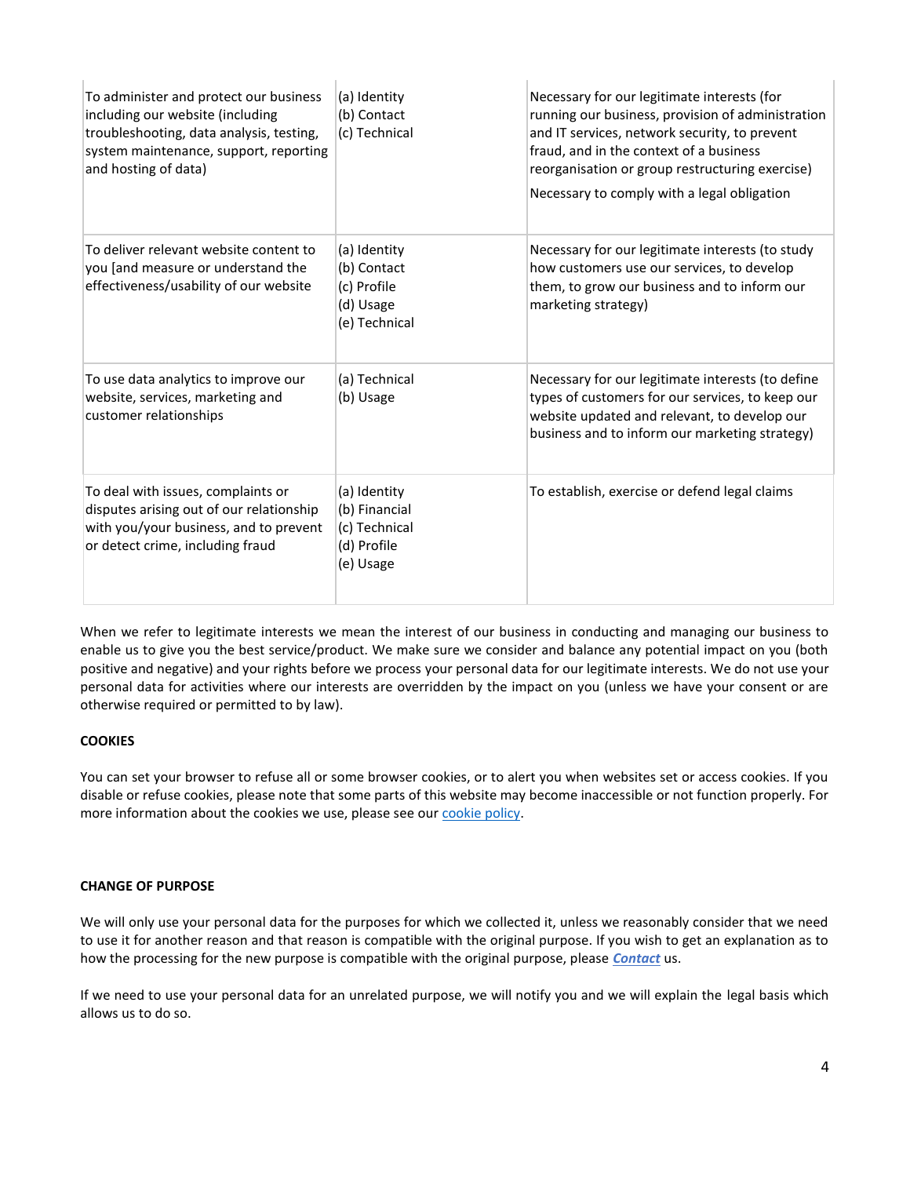| To administer and protect our business including our website (including troubleshooting, data analysis, testing, system maintenance, support, reporting and hosting of data) | (a) Identity<br>(b) Contact<br>(c) Technical | Necessary for our legitimate interests (for running our business, provision of administration and IT services, network security, to prevent fraud, and in the context of a business reorganisation or group restructuring exercise)<br>Necessary to comply with a legal obligation |
|---|---|---|
| To deliver relevant website content to you [and measure or understand the effectiveness/usability of our website | (a) Identity<br>(b) Contact<br>(c) Profile<br>(d) Usage<br>(e) Technical | Necessary for our legitimate interests (to study how customers use our services, to develop them, to grow our business and to inform our marketing strategy) |
| To use data analytics to improve our website, services, marketing and customer relationships | (a) Technical<br>(b) Usage | Necessary for our legitimate interests (to define types of customers for our services, to keep our website updated and relevant, to develop our business and to inform our marketing strategy) |
| To deal with issues, complaints or disputes arising out of our relationship with you/your business, and to prevent or detect crime, including fraud | (a) Identity<br>(b) Financial<br>(c) Technical<br>(d) Profile<br>(e) Usage | To establish, exercise or defend legal claims |

When we refer to legitimate interests we mean the interest of our business in conducting and managing our business to enable us to give you the best service/product. We make sure we consider and balance any potential impact on you (both positive and negative) and your rights before we process your personal data for our legitimate interests. We do not use your personal data for activities where our interests are overridden by the impact on you (unless we have your consent or are otherwise required or permitted to by law).

**COOKIES**

You can set your browser to refuse all or some browser cookies, or to alert you when websites set or access cookies. If you disable or refuse cookies, please note that some parts of this website may become inaccessible or not function properly. For more information about the cookies we use, please see our cookie policy.

**CHANGE OF PURPOSE**

We will only use your personal data for the purposes for which we collected it, unless we reasonably consider that we need to use it for another reason and that reason is compatible with the original purpose. If you wish to get an explanation as to how the processing for the new purpose is compatible with the original purpose, please ***Contact*** us.

If we need to use your personal data for an unrelated purpose, we will notify you and we will explain the legal basis which allows us to do so.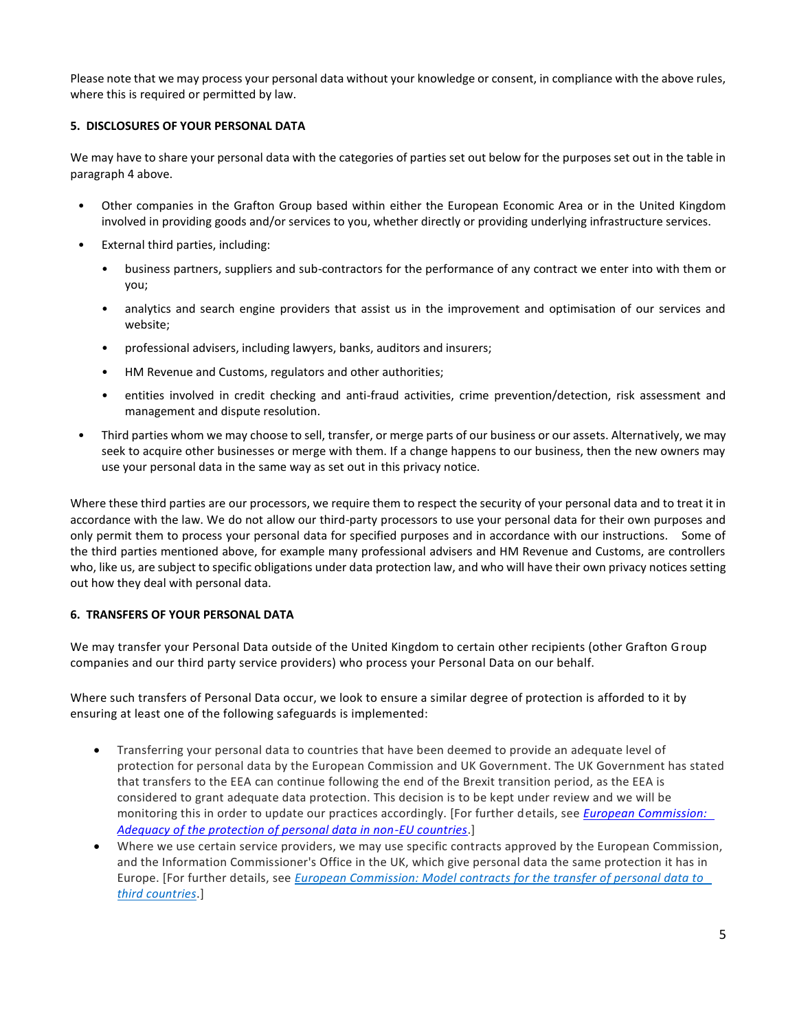Please note that we may process your personal data without your knowledge or consent, in compliance with the above rules, where this is required or permitted by law.

## 5. DISCLOSURES OF YOUR PERSONAL DATA

We may have to share your personal data with the categories of parties set out below for the purposes set out in the table in paragraph 4 above.

- Other companies in the Grafton Group based within either the European Economic Area or in the United Kingdom involved in providing goods and/or services to you, whether directly or providing underlying infrastructure services.
- External third parties, including:
  - business partners, suppliers and sub-contractors for the performance of any contract we enter into with them or you;
  - analytics and search engine providers that assist us in the improvement and optimisation of our services and website;
  - professional advisers, including lawyers, banks, auditors and insurers;
  - HM Revenue and Customs, regulators and other authorities;
  - entities involved in credit checking and anti-fraud activities, crime prevention/detection, risk assessment and management and dispute resolution.
- Third parties whom we may choose to sell, transfer, or merge parts of our business or our assets. Alternatively, we may seek to acquire other businesses or merge with them. If a change happens to our business, then the new owners may use your personal data in the same way as set out in this privacy notice.

Where these third parties are our processors, we require them to respect the security of your personal data and to treat it in accordance with the law. We do not allow our third-party processors to use your personal data for their own purposes and only permit them to process your personal data for specified purposes and in accordance with our instructions. Some of the third parties mentioned above, for example many professional advisers and HM Revenue and Customs, are controllers who, like us, are subject to specific obligations under data protection law, and who will have their own privacy notices setting out how they deal with personal data.

## 6. TRANSFERS OF YOUR PERSONAL DATA

We may transfer your Personal Data outside of the United Kingdom to certain other recipients (other Grafton Group companies and our third party service providers) who process your Personal Data on our behalf.

Where such transfers of Personal Data occur, we look to ensure a similar degree of protection is afforded to it by ensuring at least one of the following safeguards is implemented:

- Transferring your personal data to countries that have been deemed to provide an adequate level of protection for personal data by the European Commission and UK Government. The UK Government has stated that transfers to the EEA can continue following the end of the Brexit transition period, as the EEA is considered to grant adequate data protection. This decision is to be kept under review and we will be monitoring this in order to update our practices accordingly. [For further details, see *European Commission: Adequacy of the protection of personal data in non-EU countries*.]
- Where we use certain service providers, we may use specific contracts approved by the European Commission, and the Information Commissioner's Office in the UK, which give personal data the same protection it has in Europe. [For further details, see *European Commission: Model contracts for the transfer of personal data to third countries*.]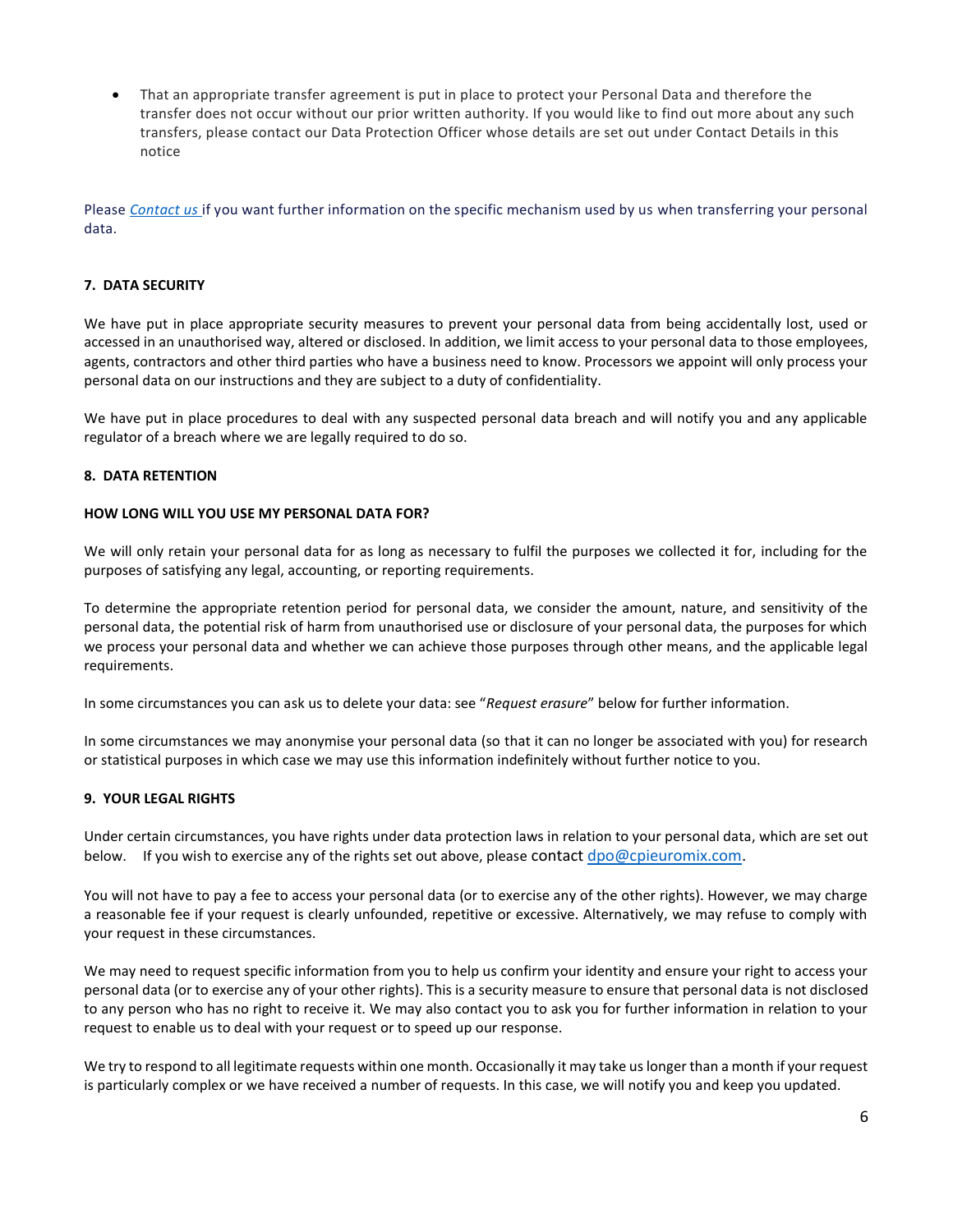- That an appropriate transfer agreement is put in place to protect your Personal Data and therefore the transfer does not occur without our prior written authority. If you would like to find out more about any such transfers, please contact our Data Protection Officer whose details are set out under Contact Details in this notice

Please *Contact us* if you want further information on the specific mechanism used by us when transferring your personal data.

## 7. DATA SECURITY

We have put in place appropriate security measures to prevent your personal data from being accidentally lost, used or accessed in an unauthorised way, altered or disclosed. In addition, we limit access to your personal data to those employees, agents, contractors and other third parties who have a business need to know. Processors we appoint will only process your personal data on our instructions and they are subject to a duty of confidentiality.

We have put in place procedures to deal with any suspected personal data breach and will notify you and any applicable regulator of a breach where we are legally required to do so.

## 8. DATA RETENTION

### HOW LONG WILL YOU USE MY PERSONAL DATA FOR?

We will only retain your personal data for as long as necessary to fulfil the purposes we collected it for, including for the purposes of satisfying any legal, accounting, or reporting requirements.

To determine the appropriate retention period for personal data, we consider the amount, nature, and sensitivity of the personal data, the potential risk of harm from unauthorised use or disclosure of your personal data, the purposes for which we process your personal data and whether we can achieve those purposes through other means, and the applicable legal requirements.

In some circumstances you can ask us to delete your data: see "*Request erasure*" below for further information.

In some circumstances we may anonymise your personal data (so that it can no longer be associated with you) for research or statistical purposes in which case we may use this information indefinitely without further notice to you.

## 9. YOUR LEGAL RIGHTS

Under certain circumstances, you have rights under data protection laws in relation to your personal data, which are set out below. If you wish to exercise any of the rights set out above, please contact dpo@cpieuromix.com.

You will not have to pay a fee to access your personal data (or to exercise any of the other rights). However, we may charge a reasonable fee if your request is clearly unfounded, repetitive or excessive. Alternatively, we may refuse to comply with your request in these circumstances.

We may need to request specific information from you to help us confirm your identity and ensure your right to access your personal data (or to exercise any of your other rights). This is a security measure to ensure that personal data is not disclosed to any person who has no right to receive it. We may also contact you to ask you for further information in relation to your request to enable us to deal with your request or to speed up our response.

We try to respond to all legitimate requests within one month. Occasionally it may take us longer than a month if your request is particularly complex or we have received a number of requests. In this case, we will notify you and keep you updated.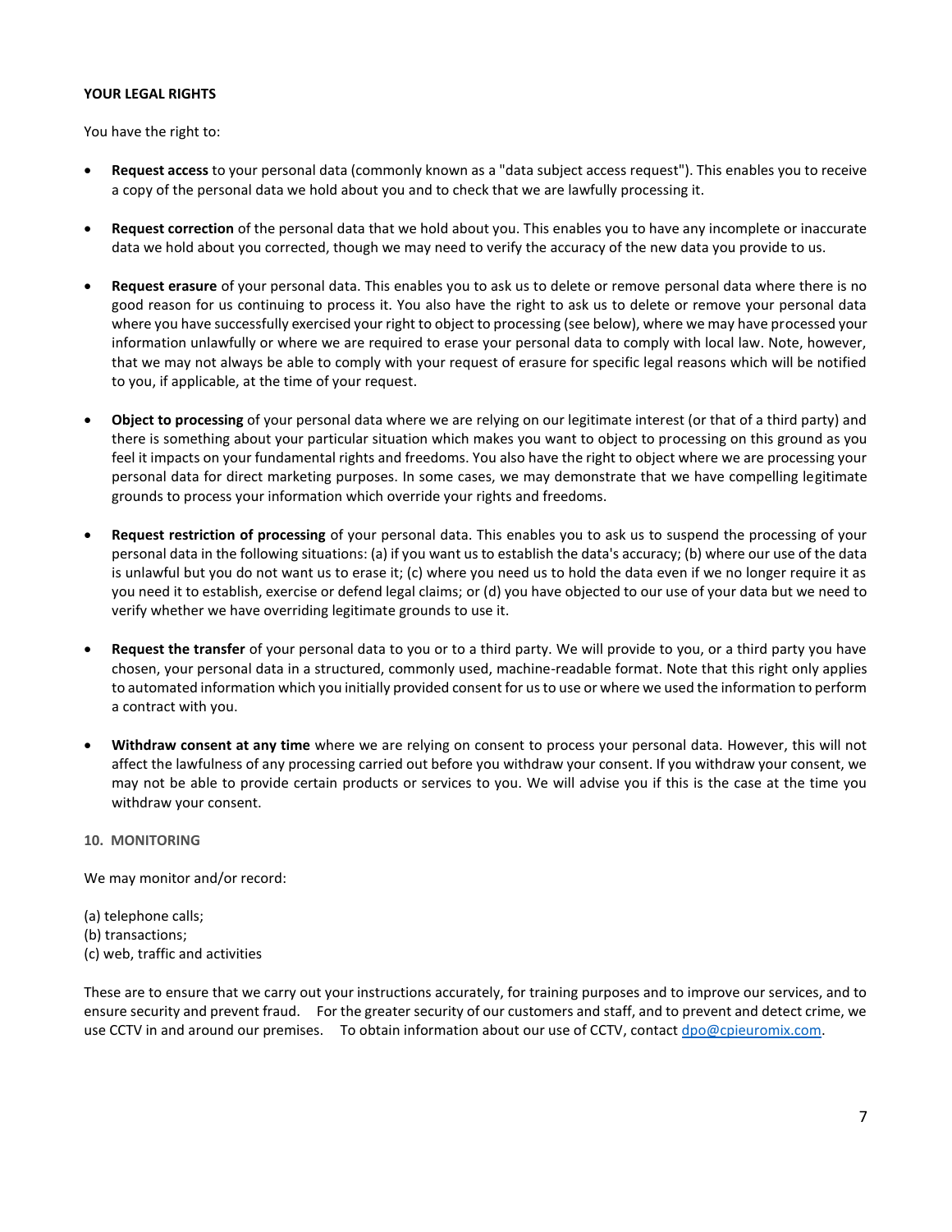**YOUR LEGAL RIGHTS**

You have the right to:

- **Request access** to your personal data (commonly known as a "data subject access request"). This enables you to receive a copy of the personal data we hold about you and to check that we are lawfully processing it.
- **Request correction** of the personal data that we hold about you. This enables you to have any incomplete or inaccurate data we hold about you corrected, though we may need to verify the accuracy of the new data you provide to us.
- **Request erasure** of your personal data. This enables you to ask us to delete or remove personal data where there is no good reason for us continuing to process it. You also have the right to ask us to delete or remove your personal data where you have successfully exercised your right to object to processing (see below), where we may have processed your information unlawfully or where we are required to erase your personal data to comply with local law. Note, however, that we may not always be able to comply with your request of erasure for specific legal reasons which will be notified to you, if applicable, at the time of your request.
- **Object to processing** of your personal data where we are relying on our legitimate interest (or that of a third party) and there is something about your particular situation which makes you want to object to processing on this ground as you feel it impacts on your fundamental rights and freedoms. You also have the right to object where we are processing your personal data for direct marketing purposes. In some cases, we may demonstrate that we have compelling legitimate grounds to process your information which override your rights and freedoms.
- **Request restriction of processing** of your personal data. This enables you to ask us to suspend the processing of your personal data in the following situations: (a) if you want us to establish the data's accuracy; (b) where our use of the data is unlawful but you do not want us to erase it; (c) where you need us to hold the data even if we no longer require it as you need it to establish, exercise or defend legal claims; or (d) you have objected to our use of your data but we need to verify whether we have overriding legitimate grounds to use it.
- **Request the transfer** of your personal data to you or to a third party. We will provide to you, or a third party you have chosen, your personal data in a structured, commonly used, machine-readable format. Note that this right only applies to automated information which you initially provided consent for us to use or where we used the information to perform a contract with you.
- **Withdraw consent at any time** where we are relying on consent to process your personal data. However, this will not affect the lawfulness of any processing carried out before you withdraw your consent. If you withdraw your consent, we may not be able to provide certain products or services to you. We will advise you if this is the case at the time you withdraw your consent.

**10. MONITORING**

We may monitor and/or record:

(a) telephone calls;
(b) transactions;
(c) web, traffic and activities

These are to ensure that we carry out your instructions accurately, for training purposes and to improve our services, and to ensure security and prevent fraud. For the greater security of our customers and staff, and to prevent and detect crime, we use CCTV in and around our premises. To obtain information about our use of CCTV, contact [dpo@cpieuromix.com](mailto:dpo@cpieuromix.com).